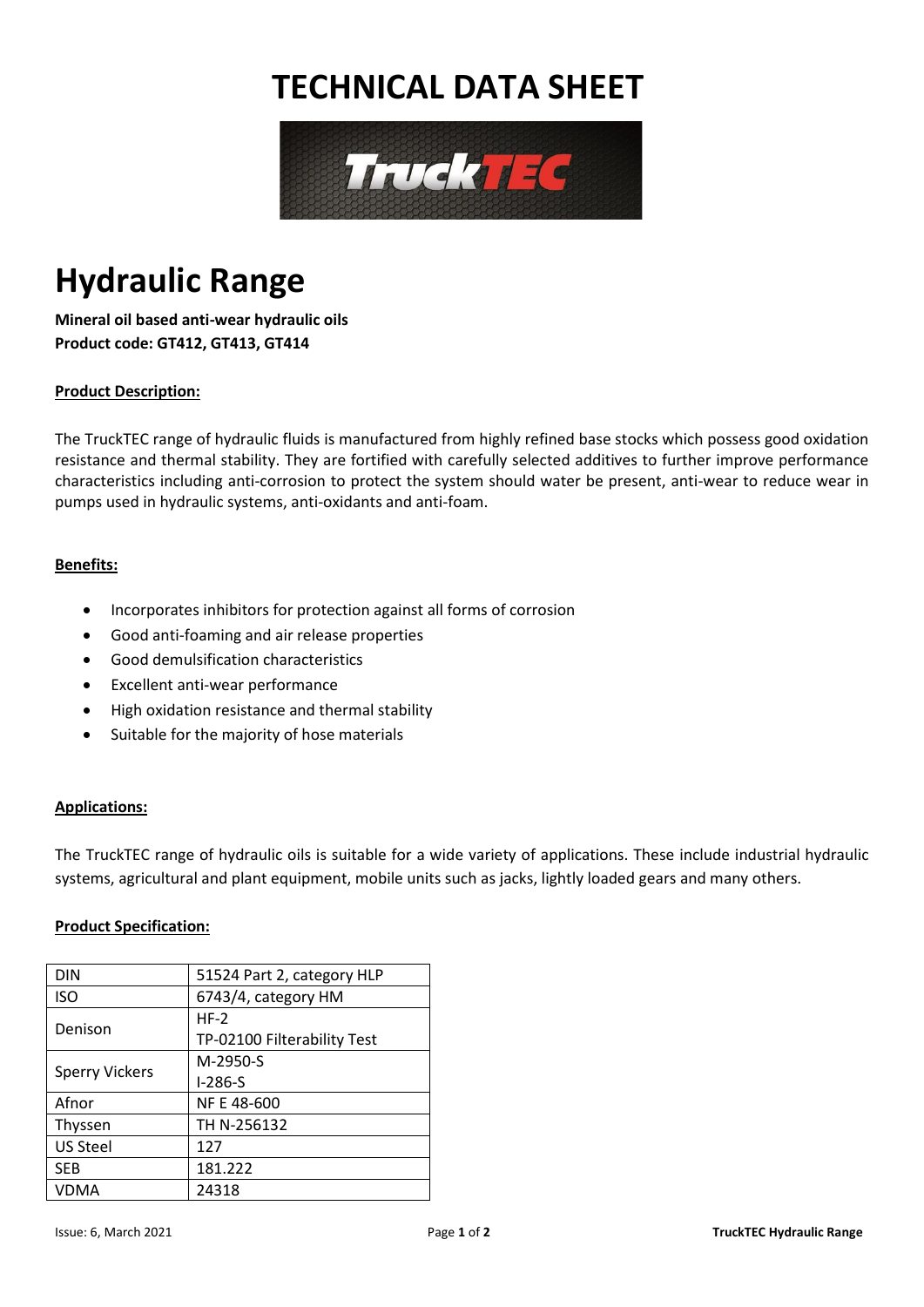# TECHNICAL DATA SHEET

TruckTEC

# Hydraulic Range

**Mineral oil based anti-wear hydraulic oils**
**Product code: GT412, GT413, GT414**

## Product Description:

The TruckTEC range of hydraulic fluids is manufactured from highly refined base stocks which possess good oxidation resistance and thermal stability. They are fortified with carefully selected additives to further improve performance characteristics including anti-corrosion to protect the system should water be present, anti-wear to reduce wear in pumps used in hydraulic systems, anti-oxidants and anti-foam.

## Benefits:

- Incorporates inhibitors for protection against all forms of corrosion
- Good anti-foaming and air release properties
- Good demulsification characteristics
- Excellent anti-wear performance
- High oxidation resistance and thermal stability
- Suitable for the majority of hose materials

## Applications:

The TruckTEC range of hydraulic oils is suitable for a wide variety of applications. These include industrial hydraulic systems, agricultural and plant equipment, mobile units such as jacks, lightly loaded gears and many others.

## Product Specification:

| | |
|---|---|
| DIN | 51524 Part 2, category HLP |
| ISO | 6743/4, category HM |
| Denison | HF-2<br>TP-02100 Filterability Test |
| Sperry Vickers | M-2950-S<br>I-286-S |
| Afnor | NF E 48-600 |
| Thyssen | TH N-256132 |
| US Steel | 127 |
| SEB | 181.222 |
| VDMA | 24318 |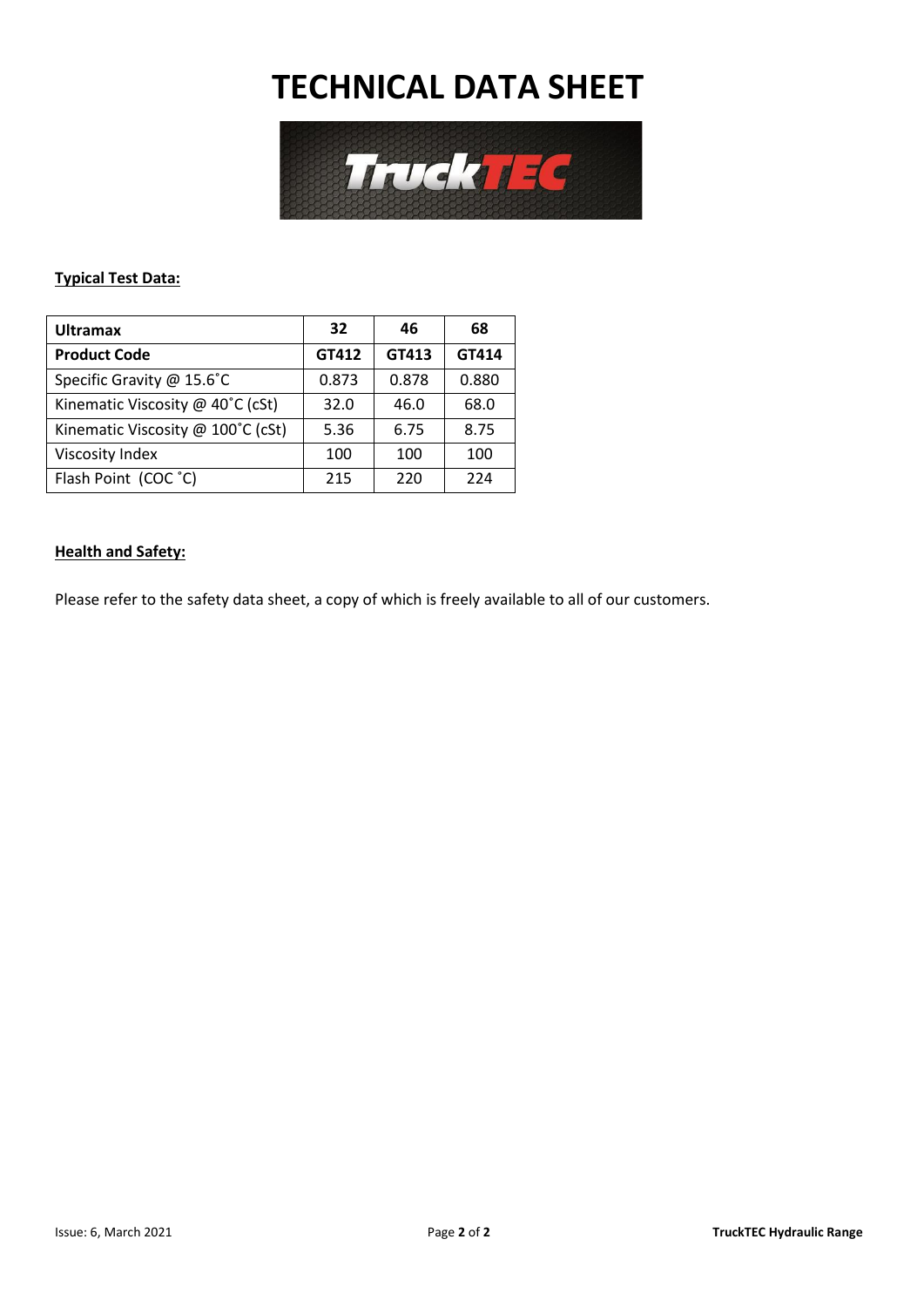# TECHNICAL DATA SHEET

TruckTEC

**Typical Test Data:**

| **Ultramax** | **32** | **46** | **68** |
|---|---|---|---|
| **Product Code** | **GT412** | **GT413** | **GT414** |
| Specific Gravity @ 15.6˚C | 0.873 | 0.878 | 0.880 |
| Kinematic Viscosity @ 40˚C (cSt) | 32.0 | 46.0 | 68.0 |
| Kinematic Viscosity @ 100˚C (cSt) | 5.36 | 6.75 | 8.75 |
| Viscosity Index | 100 | 100 | 100 |
| Flash Point (COC ˚C) | 215 | 220 | 224 |

**Health and Safety:**

Please refer to the safety data sheet, a copy of which is freely available to all of our customers.